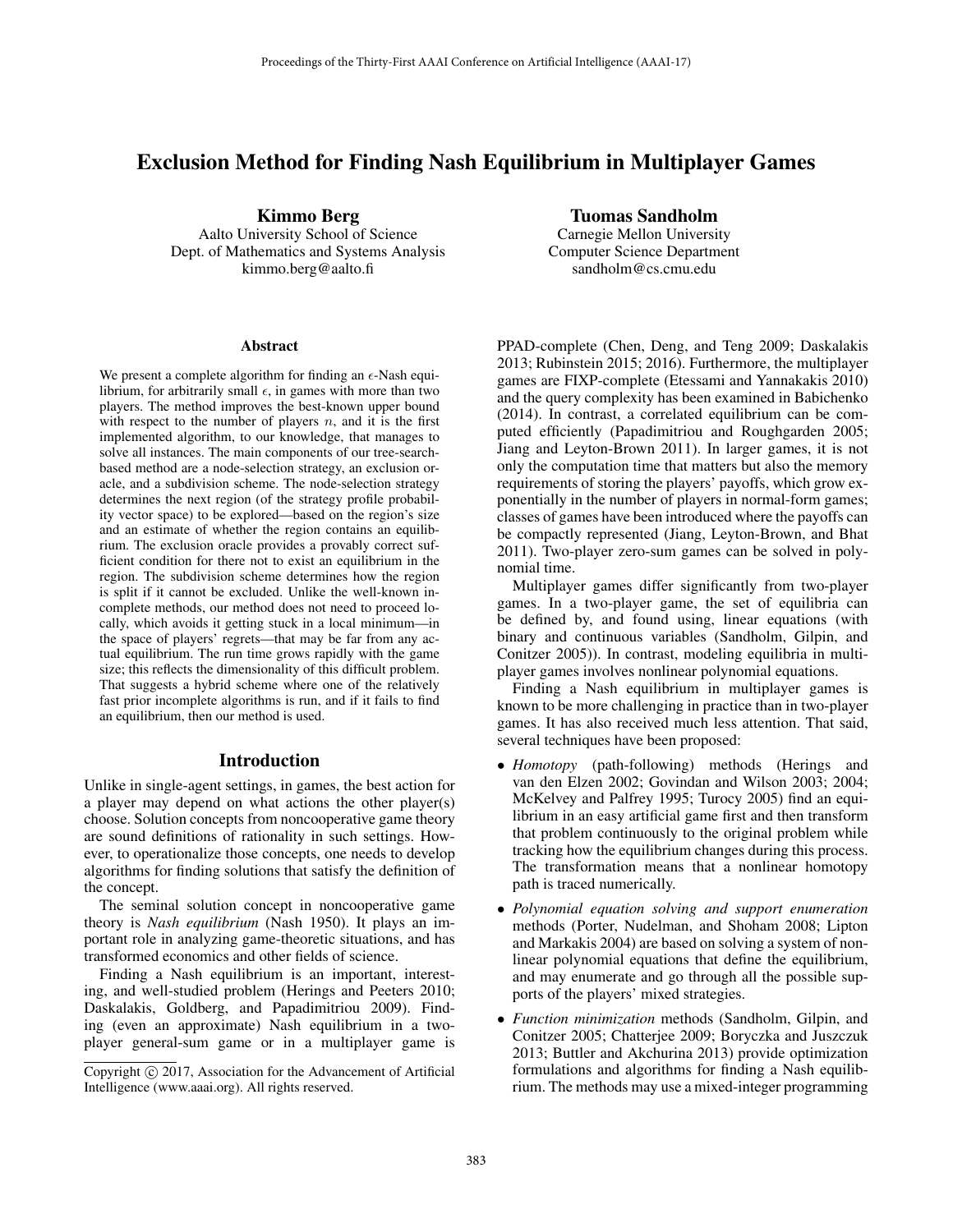# Exclusion Method for Finding Nash Equilibrium in Multiplayer Games

**Kimmo Berg**
Aalto University School of Science
Dept. of Mathematics and Systems Analysis
kimmo.berg@aalto.fi

**Tuomas Sandholm**
Carnegie Mellon University
Computer Science Department
sandholm@cs.cmu.edu

## Abstract

We present a complete algorithm for finding an $\epsilon$-Nash equilibrium, for arbitrarily small $\epsilon$, in games with more than two players. The method improves the best-known upper bound with respect to the number of players $n$, and it is the first implemented algorithm, to our knowledge, that manages to solve all instances. The main components of our tree-search-based method are a node-selection strategy, an exclusion oracle, and a subdivision scheme. The node-selection strategy determines the next region (of the strategy profile probability vector space) to be explored—based on the region's size and an estimate of whether the region contains an equilibrium. The exclusion oracle provides a provably correct sufficient condition for there not to exist an equilibrium in the region. The subdivision scheme determines how the region is split if it cannot be excluded. Unlike the well-known incomplete methods, our method does not need to proceed locally, which avoids it getting stuck in a local minimum—in the space of players' regrets—that may be far from any actual equilibrium. The run time grows rapidly with the game size; this reflects the dimensionality of this difficult problem. That suggests a hybrid scheme where one of the relatively fast prior incomplete algorithms is run, and if it fails to find an equilibrium, then our method is used.

## Introduction

Unlike in single-agent settings, in games, the best action for a player may depend on what actions the other player(s) choose. Solution concepts from noncooperative game theory are sound definitions of rationality in such settings. However, to operationalize those concepts, one needs to develop algorithms for finding solutions that satisfy the definition of the concept.

The seminal solution concept in noncooperative game theory is *Nash equilibrium* (Nash 1950). It plays an important role in analyzing game-theoretic situations, and has transformed economics and other fields of science.

Finding a Nash equilibrium is an important, interesting, and well-studied problem (Herings and Peeters 2010; Daskalakis, Goldberg, and Papadimitriou 2009). Finding (even an approximate) Nash equilibrium in a two-player general-sum game or in a multiplayer game is PPAD-complete (Chen, Deng, and Teng 2009; Daskalakis 2013; Rubinstein 2015; 2016). Furthermore, the multiplayer games are FIXP-complete (Etessami and Yannakakis 2010) and the query complexity has been examined in Babichenko (2014). In contrast, a correlated equilibrium can be computed efficiently (Papadimitriou and Roughgarden 2005; Jiang and Leyton-Brown 2011). In larger games, it is not only the computation time that matters but also the memory requirements of storing the players' payoffs, which grow exponentially in the number of players in normal-form games; classes of games have been introduced where the payoffs can be compactly represented (Jiang, Leyton-Brown, and Bhat 2011). Two-player zero-sum games can be solved in polynomial time.

Multiplayer games differ significantly from two-player games. In a two-player game, the set of equilibria can be defined by, and found using, linear equations (with binary and continuous variables (Sandholm, Gilpin, and Conitzer 2005)). In contrast, modeling equilibria in multiplayer games involves nonlinear polynomial equations.

Finding a Nash equilibrium in multiplayer games is known to be more challenging in practice than in two-player games. It has also received much less attention. That said, several techniques have been proposed:

- *Homotopy* (path-following) methods (Herings and van den Elzen 2002; Govindan and Wilson 2003; 2004; McKelvey and Palfrey 1995; Turocy 2005) find an equilibrium in an easy artificial game first and then transform that problem continuously to the original problem while tracking how the equilibrium changes during this process. The transformation means that a nonlinear homotopy path is traced numerically.
- *Polynomial equation solving and support enumeration* methods (Porter, Nudelman, and Shoham 2008; Lipton and Markakis 2004) are based on solving a system of nonlinear polynomial equations that define the equilibrium, and may enumerate and go through all the possible supports of the players' mixed strategies.
- *Function minimization* methods (Sandholm, Gilpin, and Conitzer 2005; Chatterjee 2009; Boryczka and Juszczuk 2013; Buttler and Akchurina 2013) provide optimization formulations and algorithms for finding a Nash equilibrium. The methods may use a mixed-integer programming

Copyright © 2017, Association for the Advancement of Artificial Intelligence (www.aaai.org). All rights reserved.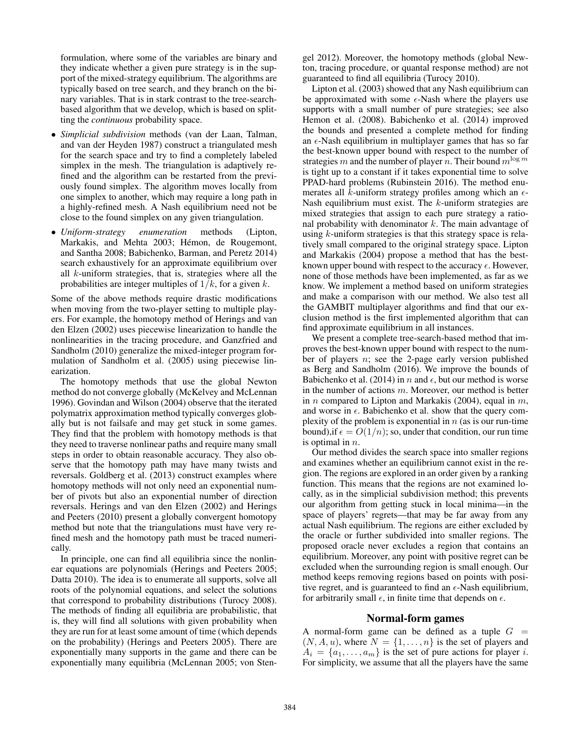formulation, where some of the variables are binary and they indicate whether a given pure strategy is in the support of the mixed-strategy equilibrium. The algorithms are typically based on tree search, and they branch on the binary variables. That is in stark contrast to the tree-search-based algorithm that we develop, which is based on splitting the *continuous* probability space.

- *Simplicial subdivision* methods (van der Laan, Talman, and van der Heyden 1987) construct a triangulated mesh for the search space and try to find a completely labeled simplex in the mesh. The triangulation is adaptively refined and the algorithm can be restarted from the previously found simplex. The algorithm moves locally from one simplex to another, which may require a long path in a highly-refined mesh. A Nash equilibrium need not be close to the found simplex on any given triangulation.
- *Uniform-strategy enumeration* methods (Lipton, Markakis, and Mehta 2003; Hémon, de Rougemont, and Santha 2008; Babichenko, Barman, and Peretz 2014) search exhaustively for an approximate equilibrium over all $k$-uniform strategies, that is, strategies where all the probabilities are integer multiples of $1/k$, for a given $k$.

Some of the above methods require drastic modifications when moving from the two-player setting to multiple players. For example, the homotopy method of Herings and van den Elzen (2002) uses piecewise linearization to handle the nonlinearities in the tracing procedure, and Ganzfried and Sandholm (2010) generalize the mixed-integer program formulation of Sandholm et al. (2005) using piecewise linearization.

The homotopy methods that use the global Newton method do not converge globally (McKelvey and McLennan 1996). Govindan and Wilson (2004) observe that the iterated polymatrix approximation method typically converges globally but is not failsafe and may get stuck in some games. They find that the problem with homotopy methods is that they need to traverse nonlinear paths and require many small steps in order to obtain reasonable accuracy. They also observe that the homotopy path may have many twists and reversals. Goldberg et al. (2013) construct examples where homotopy methods will not only need an exponential number of pivots but also an exponential number of direction reversals. Herings and van den Elzen (2002) and Herings and Peeters (2010) present a globally convergent homotopy method but note that the triangulations must have very refined mesh and the homotopy path must be traced numerically.

In principle, one can find all equilibria since the nonlinear equations are polynomials (Herings and Peeters 2005; Datta 2010). The idea is to enumerate all supports, solve all roots of the polynomial equations, and select the solutions that correspond to probability distributions (Turocy 2008). The methods of finding all equilibria are probabilistic, that is, they will find all solutions with given probability when they are run for at least some amount of time (which depends on the probability) (Herings and Peeters 2005). There are exponentially many supports in the game and there can be exponentially many equilibria (McLennan 2005; von Stengel 2012). Moreover, the homotopy methods (global Newton, tracing procedure, or quantal response method) are not guaranteed to find all equilibria (Turocy 2010).

Lipton et al. (2003) showed that any Nash equilibrium can be approximated with some $\epsilon$-Nash where the players use supports with a small number of pure strategies; see also Hemon et al. (2008). Babichenko et al. (2014) improved the bounds and presented a complete method for finding an $\epsilon$-Nash equilibrium in multiplayer games that has so far the best-known upper bound with respect to the number of strategies $m$ and the number of player $n$. Their bound $m^{\log m}$ is tight up to a constant if it takes exponential time to solve PPAD-hard problems (Rubinstein 2016). The method enumerates all $k$-uniform strategy profiles among which an $\epsilon$-Nash equilibrium must exist. The $k$-uniform strategies are mixed strategies that assign to each pure strategy a rational probability with denominator $k$. The main advantage of using $k$-uniform strategies is that this strategy space is relatively small compared to the original strategy space. Lipton and Markakis (2004) propose a method that has the best-known upper bound with respect to the accuracy $\epsilon$. However, none of those methods have been implemented, as far as we know. We implement a method based on uniform strategies and make a comparison with our method. We also test all the GAMBIT multiplayer algorithms and find that our exclusion method is the first implemented algorithm that can find approximate equilibrium in all instances.

We present a complete tree-search-based method that improves the best-known upper bound with respect to the number of players $n$; see the 2-page early version published as Berg and Sandholm (2016). We improve the bounds of Babichenko et al. (2014) in $n$ and $\epsilon$, but our method is worse in the number of actions $m$. Moreover, our method is better in $n$ compared to Lipton and Markakis (2004), equal in $m$, and worse in $\epsilon$. Babichenko et al. show that the query complexity of the problem is exponential in $n$ (as is our run-time bound),if $\epsilon = O(1/n)$; so, under that condition, our run time is optimal in $n$.

Our method divides the search space into smaller regions and examines whether an equilibrium cannot exist in the region. The regions are explored in an order given by a ranking function. This means that the regions are not examined locally, as in the simplicial subdivision method; this prevents our algorithm from getting stuck in local minima—in the space of players' regrets—that may be far away from any actual Nash equilibrium. The regions are either excluded by the oracle or further subdivided into smaller regions. The proposed oracle never excludes a region that contains an equilibrium. Moreover, any point with positive regret can be excluded when the surrounding region is small enough. Our method keeps removing regions based on points with positive regret, and is guaranteed to find an $\epsilon$-Nash equilibrium, for arbitrarily small $\epsilon$, in finite time that depends on $\epsilon$.

## Normal-form games

A normal-form game can be defined as a tuple $G = (N, A, u)$, where $N = \{1, \ldots, n\}$ is the set of players and $A_i = \{a_1, \ldots, a_m\}$ is the set of pure actions for player $i$. For simplicity, we assume that all the players have the same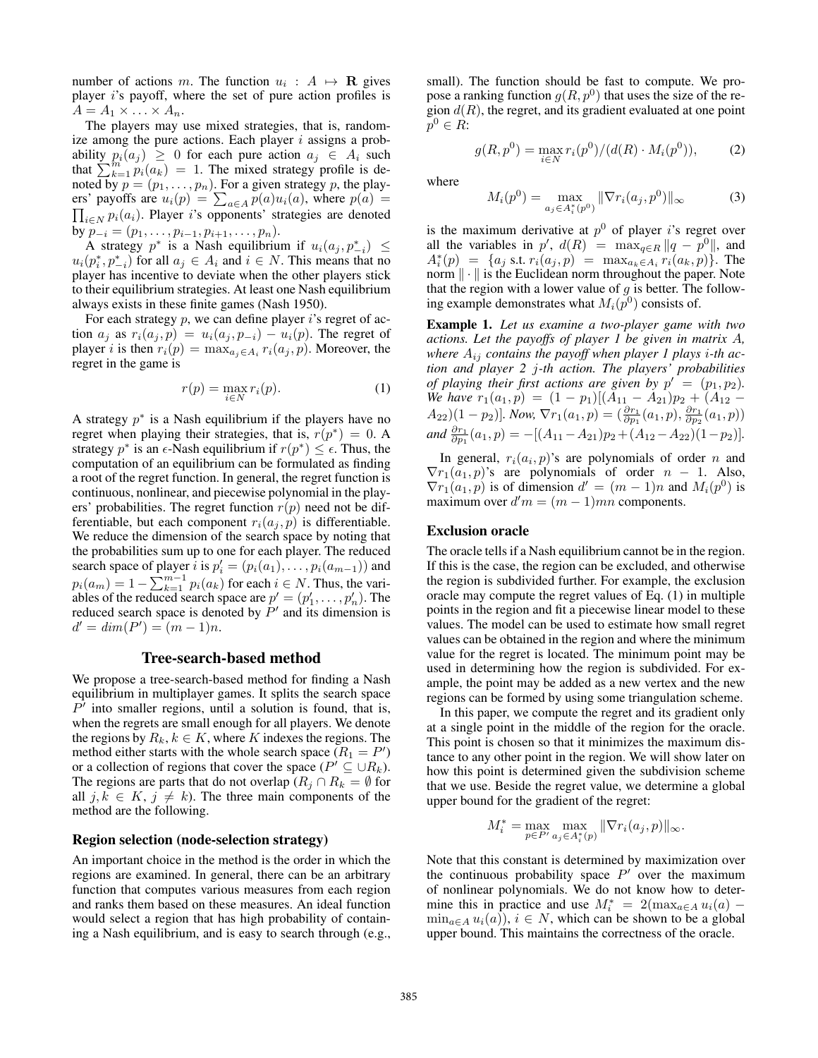number of actions $m$. The function $u_i : A \mapsto \mathbf{R}$ gives player $i$'s payoff, where the set of pure action profiles is $A = A_1 \times \ldots \times A_n$.

The players may use mixed strategies, that is, randomize among the pure actions. Each player $i$ assigns a probability $p_i(a_j) \geq 0$ for each pure action $a_j \in A_i$ such that $\sum_{k=1}^{m} p_i(a_k) = 1$. The mixed strategy profile is denoted by $p = (p_1, \ldots, p_n)$. For a given strategy $p$, the players' payoffs are $u_i(p) = \sum_{a \in A} p(a) u_i(a)$, where $p(a) = \prod_{i \in N} p_i(a_i)$. Player $i$'s opponents' strategies are denoted by $p_{-i} = (p_1, \ldots, p_{i-1}, p_{i+1}, \ldots, p_n)$.

A strategy $p^*$ is a Nash equilibrium if $u_i(a_j, p^*_{-i}) \leq u_i(p^*_i, p^*_{-i})$ for all $a_j \in A_i$ and $i \in N$. This means that no player has incentive to deviate when the other players stick to their equilibrium strategies. At least one Nash equilibrium always exists in these finite games (Nash 1950).

For each strategy $p$, we can define player $i$'s regret of action $a_j$ as $r_i(a_j, p) = u_i(a_j, p_{-i}) - u_i(p)$. The regret of player $i$ is then $r_i(p) = \max_{a_j \in A_i} r_i(a_j, p)$. Moreover, the regret in the game is

$$r(p) = \max_{i \in N} r_i(p). \tag{1}$$

A strategy $p^*$ is a Nash equilibrium if the players have no regret when playing their strategies, that is, $r(p^*) = 0$. A strategy $p^*$ is an $\epsilon$-Nash equilibrium if $r(p^*) \leq \epsilon$. Thus, the computation of an equilibrium can be formulated as finding a root of the regret function. In general, the regret function is continuous, nonlinear, and piecewise polynomial in the players' probabilities. The regret function $r(p)$ need not be differentiable, but each component $r_i(a_j, p)$ is differentiable. We reduce the dimension of the search space by noting that the probabilities sum up to one for each player. The reduced search space of player $i$ is $p'_i = (p_i(a_1), \ldots, p_i(a_{m-1}))$ and $p_i(a_m) = 1 - \sum_{k=1}^{m-1} p_i(a_k)$ for each $i \in N$. Thus, the variables of the reduced search space are $p' = (p'_1, \ldots, p'_n)$. The reduced search space is denoted by $P'$ and its dimension is $d' = dim(P') = (m-1)n$.

## Tree-search-based method

We propose a tree-search-based method for finding a Nash equilibrium in multiplayer games. It splits the search space $P'$ into smaller regions, until a solution is found, that is, when the regrets are small enough for all players. We denote the regions by $R_k, k \in K$, where $K$ indexes the regions. The method either starts with the whole search space ($R_1 = P'$) or a collection of regions that cover the space ($P' \subseteq \cup R_k$). The regions are parts that do not overlap ($R_j \cap R_k = \emptyset$ for all $j, k \in K$, $j \neq k$). The three main components of the method are the following.

### Region selection (node-selection strategy)

An important choice in the method is the order in which the regions are examined. In general, there can be an arbitrary function that computes various measures from each region and ranks them based on these measures. An ideal function would select a region that has high probability of containing a Nash equilibrium, and is easy to search through (e.g., small). The function should be fast to compute. We propose a ranking function $g(R, p^0)$ that uses the size of the region $d(R)$, the regret, and its gradient evaluated at one point $p^0 \in R$:

$$g(R, p^0) = \max_{i \in N} r_i(p^0)/(d(R) \cdot M_i(p^0)), \tag{2}$$

where

$$M_i(p^0) = \max_{a_j \in A^*_i(p^0)} \|\nabla r_i(a_j, p^0)\|_\infty \tag{3}$$

is the maximum derivative at $p^0$ of player $i$'s regret over all the variables in $p'$, $d(R) = \max_{q \in R} \|q - p^0\|$, and $A^*_i(p) = \{a_j \text{ s.t. } r_i(a_j, p) = \max_{a_k \in A_i} r_i(a_k, p)\}$. The norm $\|\cdot\|$ is the Euclidean norm throughout the paper. Note that the region with a lower value of $g$ is better. The following example demonstrates what $M_i(p^0)$ consists of.

**Example 1.** *Let us examine a two-player game with two actions. Let the payoffs of player 1 be given in matrix A, where $A_{ij}$ contains the payoff when player 1 plays $i$-th action and player 2 $j$-th action. The players' probabilities of playing their first actions are given by $p' = (p_1, p_2)$. We have $r_1(a_1, p) = (1 - p_1)[(A_{11} - A_{21})p_2 + (A_{12} - A_{22})(1 - p_2)]$. Now, $\nabla r_1(a_1, p) = (\frac{\partial r_1}{\partial p_1}(a_1, p), \frac{\partial r_1}{\partial p_2}(a_1, p))$ and $\frac{\partial r_1}{\partial p_1}(a_1, p) = -[(A_{11} - A_{21})p_2 + (A_{12} - A_{22})(1 - p_2)]$.*

In general, $r_i(a_i, p)$'s are polynomials of order $n$ and $\nabla r_1(a_1, p)$'s are polynomials of order $n - 1$. Also, $\nabla r_1(a_1, p)$ is of dimension $d' = (m-1)n$ and $M_i(p^0)$ is maximum over $d'm = (m-1)mn$ components.

### Exclusion oracle

The oracle tells if a Nash equilibrium cannot be in the region. If this is the case, the region can be excluded, and otherwise the region is subdivided further. For example, the exclusion oracle may compute the regret values of Eq. (1) in multiple points in the region and fit a piecewise linear model to these values. The model can be used to estimate how small regret values can be obtained in the region and where the minimum value for the regret is located. The minimum point may be used in determining how the region is subdivided. For example, the point may be added as a new vertex and the new regions can be formed by using some triangulation scheme.

In this paper, we compute the regret and its gradient only at a single point in the middle of the region for the oracle. This point is chosen so that it minimizes the maximum distance to any other point in the region. We will show later on how this point is determined given the subdivision scheme that we use. Beside the regret value, we determine a global upper bound for the gradient of the regret:

$$M^*_i = \max_{p \in P'} \max_{a_j \in A^*_i(p)} \|\nabla r_i(a_j, p)\|_\infty.$$

Note that this constant is determined by maximization over the continuous probability space $P'$ over the maximum of nonlinear polynomials. We do not know how to determine this in practice and use $M^*_i = 2(\max_{a \in A} u_i(a) - \min_{a \in A} u_i(a))$, $i \in N$, which can be shown to be a global upper bound. This maintains the correctness of the oracle.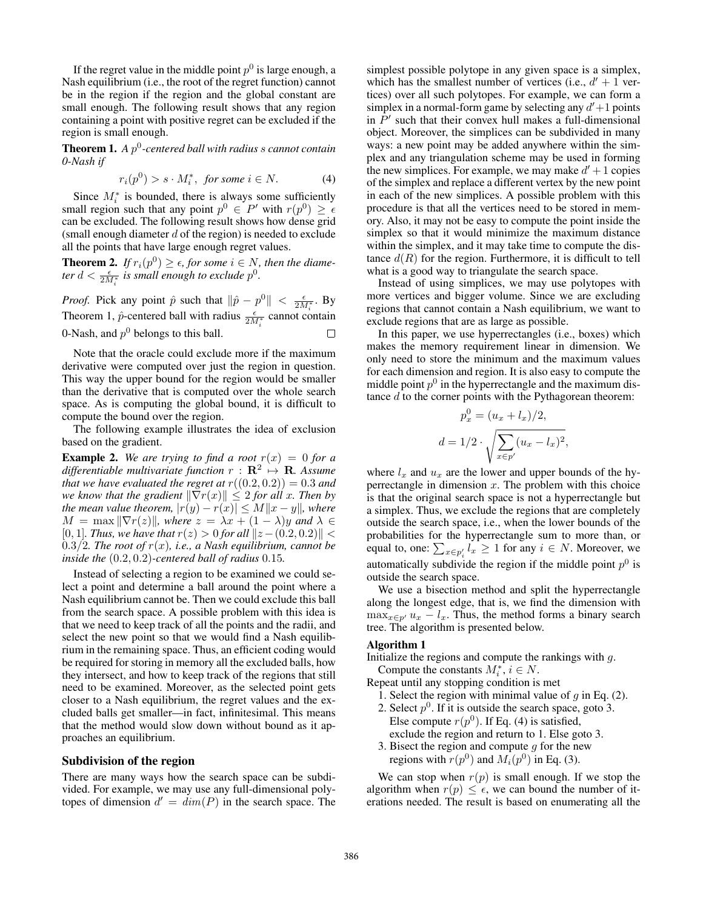If the regret value in the middle point $p^0$ is large enough, a Nash equilibrium (i.e., the root of the regret function) cannot be in the region if the region and the global constant are small enough. The following result shows that any region containing a point with positive regret can be excluded if the region is small enough.

**Theorem 1.** *A $p^0$-centered ball with radius $s$ cannot contain 0-Nash if*

$$r_i(p^0) > s \cdot M_i^*, \text{ for some } i \in N. \quad (4)$$

Since $M_i^*$ is bounded, there is always some sufficiently small region such that any point $p^0 \in P'$ with $r(p^0) \geq \epsilon$ can be excluded. The following result shows how dense grid (small enough diameter $d$ of the region) is needed to exclude all the points that have large enough regret values.

**Theorem 2.** *If $r_i(p^0) \geq \epsilon$, for some $i \in N$, then the diameter $d < \frac{\epsilon}{2M_i^*}$ is small enough to exclude $p^0$.*

*Proof.* Pick any point $\hat{p}$ such that $\|\hat{p} - p^0\| < \frac{\epsilon}{2M_i^*}$. By Theorem 1, $\hat{p}$-centered ball with radius $\frac{\epsilon}{2M_i^*}$ cannot contain 0-Nash, and $p^0$ belongs to this ball. □

Note that the oracle could exclude more if the maximum derivative were computed over just the region in question. This way the upper bound for the region would be smaller than the derivative that is computed over the whole search space. As is computing the global bound, it is difficult to compute the bound over the region.

The following example illustrates the idea of exclusion based on the gradient.

**Example 2.** *We are trying to find a root $r(x) = 0$ for a differentiable multivariate function $r : \mathbf{R}^2 \mapsto \mathbf{R}$. Assume that we have evaluated the regret at $r((0.2, 0.2)) = 0.3$ and we know that the gradient $\|\nabla r(x)\| \leq 2$ for all $x$. Then by the mean value theorem, $|r(y) - r(x)| \leq M\|x - y\|$, where $M = \max \|\nabla r(z)\|$, where $z = \lambda x + (1 - \lambda)y$ and $\lambda \in [0, 1]$. Thus, we have that $r(z) > 0$ for all $\|z - (0.2, 0.2)\| < 0.3/2$. The root of $r(x)$, i.e., a Nash equilibrium, cannot be inside the $(0.2, 0.2)$-centered ball of radius 0.15.*

Instead of selecting a region to be examined we could select a point and determine a ball around the point where a Nash equilibrium cannot be. Then we could exclude this ball from the search space. A possible problem with this idea is that we need to keep track of all the points and the radii, and select the new point so that we would find a Nash equilibrium in the remaining space. Thus, an efficient coding would be required for storing in memory all the excluded balls, how they intersect, and how to keep track of the regions that still need to be examined. Moreover, as the selected point gets closer to a Nash equilibrium, the regret values and the excluded balls get smaller—in fact, infinitesimal. This means that the method would slow down without bound as it approaches an equilibrium.

## Subdivision of the region

There are many ways how the search space can be subdivided. For example, we may use any full-dimensional polytopes of dimension $d' = dim(P)$ in the search space. The simplest possible polytope in any given space is a simplex, which has the smallest number of vertices (i.e., $d' + 1$ vertices) over all such polytopes. For example, we can form a simplex in a normal-form game by selecting any $d'+1$ points in $P'$ such that their convex hull makes a full-dimensional object. Moreover, the simplices can be subdivided in many ways: a new point may be added anywhere within the simplex and any triangulation scheme may be used in forming the new simplices. For example, we may make $d' + 1$ copies of the simplex and replace a different vertex by the new point in each of the new simplices. A possible problem with this procedure is that all the vertices need to be stored in memory. Also, it may not be easy to compute the point inside the simplex so that it would minimize the maximum distance within the simplex, and it may take time to compute the distance $d(R)$ for the region. Furthermore, it is difficult to tell what is a good way to triangulate the search space.

Instead of using simplices, we may use polytopes with more vertices and bigger volume. Since we are excluding regions that cannot contain a Nash equilibrium, we want to exclude regions that are as large as possible.

In this paper, we use hyperrectangles (i.e., boxes) which makes the memory requirement linear in dimension. We only need to store the minimum and the maximum values for each dimension and region. It is also easy to compute the middle point $p^0$ in the hyperrectangle and the maximum distance $d$ to the corner points with the Pythagorean theorem:

$$p_x^0 = (u_x + l_x)/2,$$

$$d = 1/2 \cdot \sqrt{\sum_{x \in p'} (u_x - l_x)^2},$$

where $l_x$ and $u_x$ are the lower and upper bounds of the hyperrectangle in dimension $x$. The problem with this choice is that the original search space is not a hyperrectangle but a simplex. Thus, we exclude the regions that are completely outside the search space, i.e., when the lower bounds of the probabilities for the hyperrectangle sum to more than, or equal to, one: $\sum_{x \in p_i'} l_x \geq 1$ for any $i \in N$. Moreover, we automatically subdivide the region if the middle point $p^0$ is outside the search space.

We use a bisection method and split the hyperrectangle along the longest edge, that is, we find the dimension with $\max_{x \in p'} u_x - l_x$. Thus, the method forms a binary search tree. The algorithm is presented below.

**Algorithm 1**

Initialize the regions and compute the rankings with $g$.
Compute the constants $M_i^*$, $i \in N$.
Repeat until any stopping condition is met

1. Select the region with minimal value of $g$ in Eq. (2).
2. Select $p^0$. If it is outside the search space, goto 3. Else compute $r(p^0)$. If Eq. (4) is satisfied, exclude the region and return to 1. Else goto 3.
3. Bisect the region and compute $g$ for the new regions with $r(p^0)$ and $M_i(p^0)$ in Eq. (3).

We can stop when $r(p)$ is small enough. If we stop the algorithm when $r(p) \leq \epsilon$, we can bound the number of iterations needed. The result is based on enumerating all the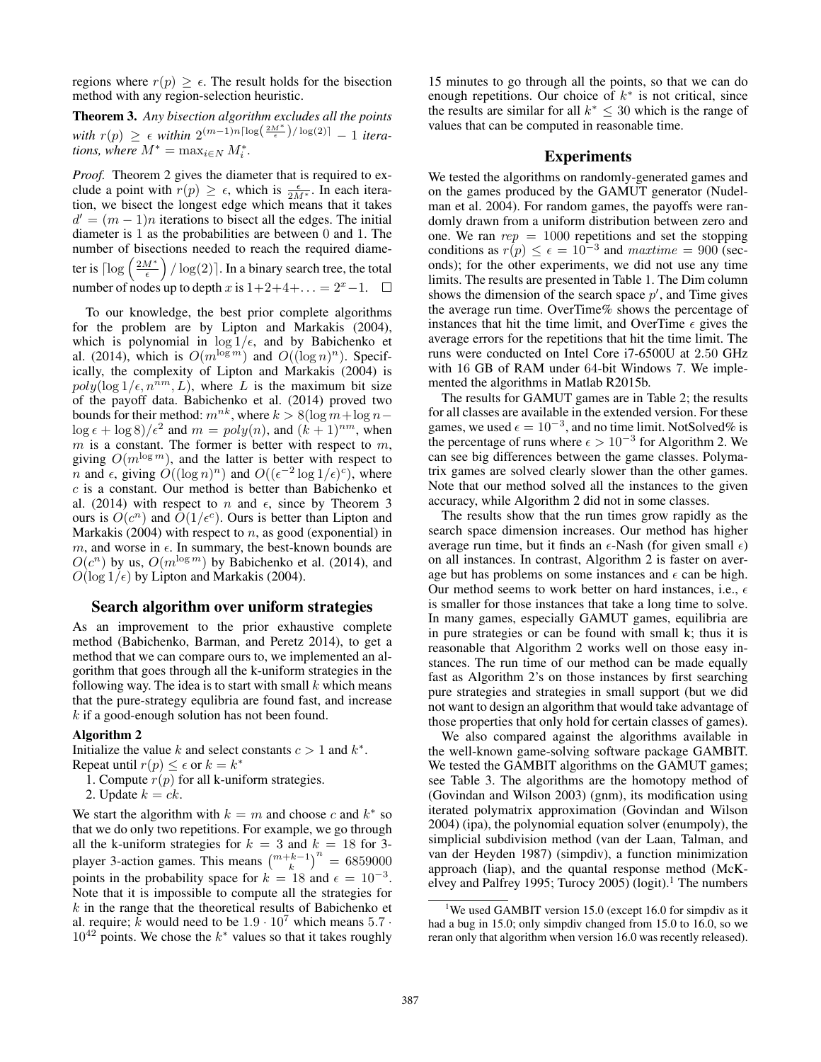regions where $r(p) \geq \epsilon$. The result holds for the bisection method with any region-selection heuristic.

**Theorem 3.** *Any bisection algorithm excludes all the points with $r(p) \geq \epsilon$ within $2^{(m-1)n\lceil \log\left(\frac{2M^*}{\epsilon}\right)/\log(2)\rceil} - 1$ iterations, where $M^* = \max_{i \in N} M_i^*$.*

*Proof.* Theorem 2 gives the diameter that is required to exclude a point with $r(p) \geq \epsilon$, which is $\frac{\epsilon}{2M^*}$. In each iteration, we bisect the longest edge which means that it takes $d' = (m-1)n$ iterations to bisect all the edges. The initial diameter is 1 as the probabilities are between 0 and 1. The number of bisections needed to reach the required diameter is $\lceil \log\left(\frac{2M^*}{\epsilon}\right)/\log(2)\rceil$. In a binary search tree, the total number of nodes up to depth $x$ is $1+2+4+\ldots = 2^x - 1$. □

To our knowledge, the best prior complete algorithms for the problem are by Lipton and Markakis (2004), which is polynomial in $\log 1/\epsilon$, and by Babichenko et al. (2014), which is $O(m^{\log m})$ and $O((\log n)^n)$. Specifically, the complexity of Lipton and Markakis (2004) is $poly(\log 1/\epsilon, n^{nm}, L)$, where $L$ is the maximum bit size of the payoff data. Babichenko et al. (2014) proved two bounds for their method: $m^{nk}$, where $k > 8(\log m + \log n - \log \epsilon + \log 8)/\epsilon^2$ and $m = poly(n)$, and $(k+1)^{nm}$, when $m$ is a constant. The former is better with respect to $m$, giving $O(m^{\log m})$, and the latter is better with respect to $n$ and $\epsilon$, giving $O((\log n)^n)$ and $O((\epsilon^{-2} \log 1/\epsilon)^c)$, where $c$ is a constant. Our method is better than Babichenko et al. (2014) with respect to $n$ and $\epsilon$, since by Theorem 3 ours is $O(c^n)$ and $O(1/\epsilon^c)$. Ours is better than Lipton and Markakis (2004) with respect to $n$, as good (exponential) in $m$, and worse in $\epsilon$. In summary, the best-known bounds are $O(c^n)$ by us, $O(m^{\log m})$ by Babichenko et al. (2014), and $O(\log 1/\epsilon)$ by Lipton and Markakis (2004).

## Search algorithm over uniform strategies

As an improvement to the prior exhaustive complete method (Babichenko, Barman, and Peretz 2014), to get a method that we can compare ours to, we implemented an algorithm that goes through all the k-uniform strategies in the following way. The idea is to start with small $k$ which means that the pure-strategy equlibria are found fast, and increase $k$ if a good-enough solution has not been found.

**Algorithm 2**

Initialize the value $k$ and select constants $c > 1$ and $k^*$.
Repeat until $r(p) \leq \epsilon$ or $k = k^*$

1. Compute $r(p)$ for all k-uniform strategies.
2. Update $k = ck$.

We start the algorithm with $k = m$ and choose $c$ and $k^*$ so that we do only two repetitions. For example, we go through all the k-uniform strategies for $k = 3$ and $k = 18$ for 3-player 3-action games. This means $\binom{m+k-1}{k}^n = 6859000$ points in the probability space for $k = 18$ and $\epsilon = 10^{-3}$. Note that it is impossible to compute all the strategies for $k$ in the range that the theoretical results of Babichenko et al. require; $k$ would need to be $1.9 \cdot 10^7$ which means $5.7 \cdot 10^{42}$ points. We chose the $k^*$ values so that it takes roughly 15 minutes to go through all the points, so that we can do enough repetitions. Our choice of $k^*$ is not critical, since the results are similar for all $k^* \leq 30$ which is the range of values that can be computed in reasonable time.

## Experiments

We tested the algorithms on randomly-generated games and on the games produced by the GAMUT generator (Nudelman et al. 2004). For random games, the payoffs were randomly drawn from a uniform distribution between zero and one. We ran $rep = 1000$ repetitions and set the stopping conditions as $r(p) \leq \epsilon = 10^{-3}$ and $maxtime = 900$ (seconds); for the other experiments, we did not use any time limits. The results are presented in Table 1. The Dim column shows the dimension of the search space $p'$, and Time gives the average run time. OverTime% shows the percentage of instances that hit the time limit, and OverTime $\epsilon$ gives the average errors for the repetitions that hit the time limit. The runs were conducted on Intel Core i7-6500U at 2.50 GHz with 16 GB of RAM under 64-bit Windows 7. We implemented the algorithms in Matlab R2015b.

The results for GAMUT games are in Table 2; the results for all classes are available in the extended version. For these games, we used $\epsilon = 10^{-3}$, and no time limit. NotSolved% is the percentage of runs where $\epsilon > 10^{-3}$ for Algorithm 2. We can see big differences between the game classes. Polymatrix games are solved clearly slower than the other games. Note that our method solved all the instances to the given accuracy, while Algorithm 2 did not in some classes.

The results show that the run times grow rapidly as the search space dimension increases. Our method has higher average run time, but it finds an $\epsilon$-Nash (for given small $\epsilon$) on all instances. In contrast, Algorithm 2 is faster on average but has problems on some instances and $\epsilon$ can be high. Our method seems to work better on hard instances, i.e., $\epsilon$ is smaller for those instances that take a long time to solve. In many games, especially GAMUT games, equilibria are in pure strategies or can be found with small k; thus it is reasonable that Algorithm 2 works well on those easy instances. The run time of our method can be made equally fast as Algorithm 2's on those instances by first searching pure strategies and strategies in small support (but we did not want to design an algorithm that would take advantage of those properties that only hold for certain classes of games).

We also compared against the algorithms available in the well-known game-solving software package GAMBIT. We tested the GAMBIT algorithms on the GAMUT games; see Table 3. The algorithms are the homotopy method of (Govindan and Wilson 2003) (gnm), its modification using iterated polymatrix approximation (Govindan and Wilson 2004) (ipa), the polynomial equation solver (enumpoly), the simplicial subdivision method (van der Laan, Talman, and van der Heyden 1987) (simpdiv), a function minimization approach (liap), and the quantal response method (McKelvey and Palfrey 1995; Turocy 2005) (logit).[1] The numbers

[1] We used GAMBIT version 15.0 (except 16.0 for simpdiv as it had a bug in 15.0; only simpdiv changed from 15.0 to 16.0, so we reran only that algorithm when version 16.0 was recently released).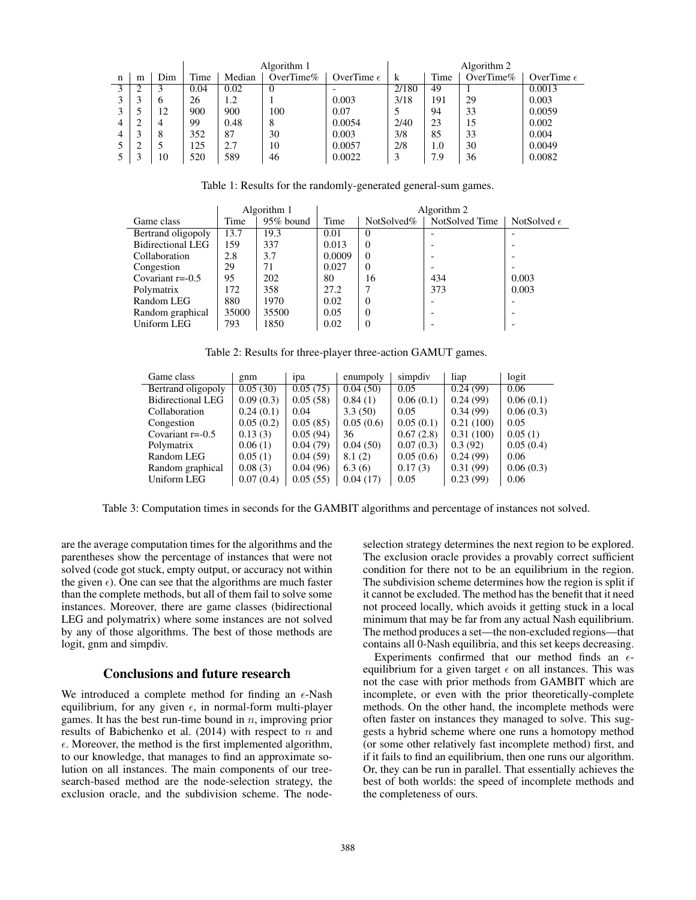| n | m | Dim | Algorithm 1 | | | | Algorithm 2 | | | |
|---|---|---|---|---|---|---|---|---|---|---|
| | | | Time | Median | OverTime% | OverTime $\epsilon$ | k | Time | OverTime% | OverTime $\epsilon$ |
| 3 | 2 | 3 | 0.04 | 0.02 | 0 | - | 2/180 | 49 | 1 | 0.0013 |
| 3 | 3 | 6 | 26 | 1.2 | 1 | 0.003 | 3/18 | 191 | 29 | 0.003 |
| 3 | 5 | 12 | 900 | 900 | 100 | 0.07 | 5 | 94 | 33 | 0.0059 |
| 4 | 2 | 4 | 99 | 0.48 | 8 | 0.0054 | 2/40 | 23 | 15 | 0.002 |
| 4 | 3 | 8 | 352 | 87 | 30 | 0.003 | 3/8 | 85 | 33 | 0.004 |
| 5 | 2 | 5 | 125 | 2.7 | 10 | 0.0057 | 2/8 | 1.0 | 30 | 0.0049 |
| 5 | 3 | 10 | 520 | 589 | 46 | 0.0022 | 3 | 7.9 | 36 | 0.0082 |

Table 1: Results for the randomly-generated general-sum games.

| | Algorithm 1 | | Algorithm 2 | | | |
|---|---|---|---|---|---|---|
| Game class | Time | 95% bound | Time | NotSolved% | NotSolved Time | NotSolved $\epsilon$ |
| Bertrand oligopoly | 13.7 | 19.3 | 0.01 | 0 | - | - |
| Bidirectional LEG | 159 | 337 | 0.013 | 0 | - | - |
| Collaboration | 2.8 | 3.7 | 0.0009 | 0 | - | - |
| Congestion | 29 | 71 | 0.027 | 0 | - | - |
| Covariant r=-0.5 | 95 | 202 | 80 | 16 | 434 | 0.003 |
| Polymatrix | 172 | 358 | 27.2 | 7 | 373 | 0.003 |
| Random LEG | 880 | 1970 | 0.02 | 0 | - | - |
| Random graphical | 35000 | 35500 | 0.05 | 0 | - | - |
| Uniform LEG | 793 | 1850 | 0.02 | 0 | - | - |

Table 2: Results for three-player three-action GAMUT games.

| Game class | gnm | ipa | enumpoly | simpdiv | liap | logit |
|---|---|---|---|---|---|---|
| Bertrand oligopoly | 0.05 (30) | 0.05 (75) | 0.04 (50) | 0.05 | 0.24 (99) | 0.06 |
| Bidirectional LEG | 0.09 (0.3) | 0.05 (58) | 0.84 (1) | 0.06 (0.1) | 0.24 (99) | 0.06 (0.1) |
| Collaboration | 0.24 (0.1) | 0.04 | 3.3 (50) | 0.05 | 0.34 (99) | 0.06 (0.3) |
| Congestion | 0.05 (0.2) | 0.05 (85) | 0.05 (0.6) | 0.05 (0.1) | 0.21 (100) | 0.05 |
| Covariant r=-0.5 | 0.13 (3) | 0.05 (94) | 36 | 0.67 (2.8) | 0.31 (100) | 0.05 (1) |
| Polymatrix | 0.06 (1) | 0.04 (79) | 0.04 (50) | 0.07 (0.3) | 0.3 (92) | 0.05 (0.4) |
| Random LEG | 0.05 (1) | 0.04 (59) | 8.1 (2) | 0.05 (0.6) | 0.24 (99) | 0.06 |
| Random graphical | 0.08 (3) | 0.04 (96) | 6.3 (6) | 0.17 (3) | 0.31 (99) | 0.06 (0.3) |
| Uniform LEG | 0.07 (0.4) | 0.05 (55) | 0.04 (17) | 0.05 | 0.23 (99) | 0.06 |

Table 3: Computation times in seconds for the GAMBIT algorithms and percentage of instances not solved.

are the average computation times for the algorithms and the parentheses show the percentage of instances that were not solved (code got stuck, empty output, or accuracy not within the given $\epsilon$). One can see that the algorithms are much faster than the complete methods, but all of them fail to solve some instances. Moreover, there are game classes (bidirectional LEG and polymatrix) where some instances are not solved by any of those algorithms. The best of those methods are logit, gnm and simpdiv.

## Conclusions and future research

We introduced a complete method for finding an $\epsilon$-Nash equilibrium, for any given $\epsilon$, in normal-form multi-player games. It has the best run-time bound in $n$, improving prior results of Babichenko et al. (2014) with respect to $n$ and $\epsilon$. Moreover, the method is the first implemented algorithm, to our knowledge, that manages to find an approximate solution on all instances. The main components of our tree-search-based method are the node-selection strategy, the exclusion oracle, and the subdivision scheme. The node-selection strategy determines the next region to be explored. The exclusion oracle provides a provably correct sufficient condition for there not to be an equilibrium in the region. The subdivision scheme determines how the region is split if it cannot be excluded. The method has the benefit that it need not proceed locally, which avoids it getting stuck in a local minimum that may be far from any actual Nash equilibrium. The method produces a set—the non-excluded regions—that contains all 0-Nash equilibria, and this set keeps decreasing.

Experiments confirmed that our method finds an $\epsilon$-equilibrium for a given target $\epsilon$ on all instances. This was not the case with prior methods from GAMBIT which are incomplete, or even with the prior theoretically-complete methods. On the other hand, the incomplete methods were often faster on instances they managed to solve. This suggests a hybrid scheme where one runs a homotopy method (or some other relatively fast incomplete method) first, and if it fails to find an equilibrium, then one runs our algorithm. Or, they can be run in parallel. That essentially achieves the best of both worlds: the speed of incomplete methods and the completeness of ours.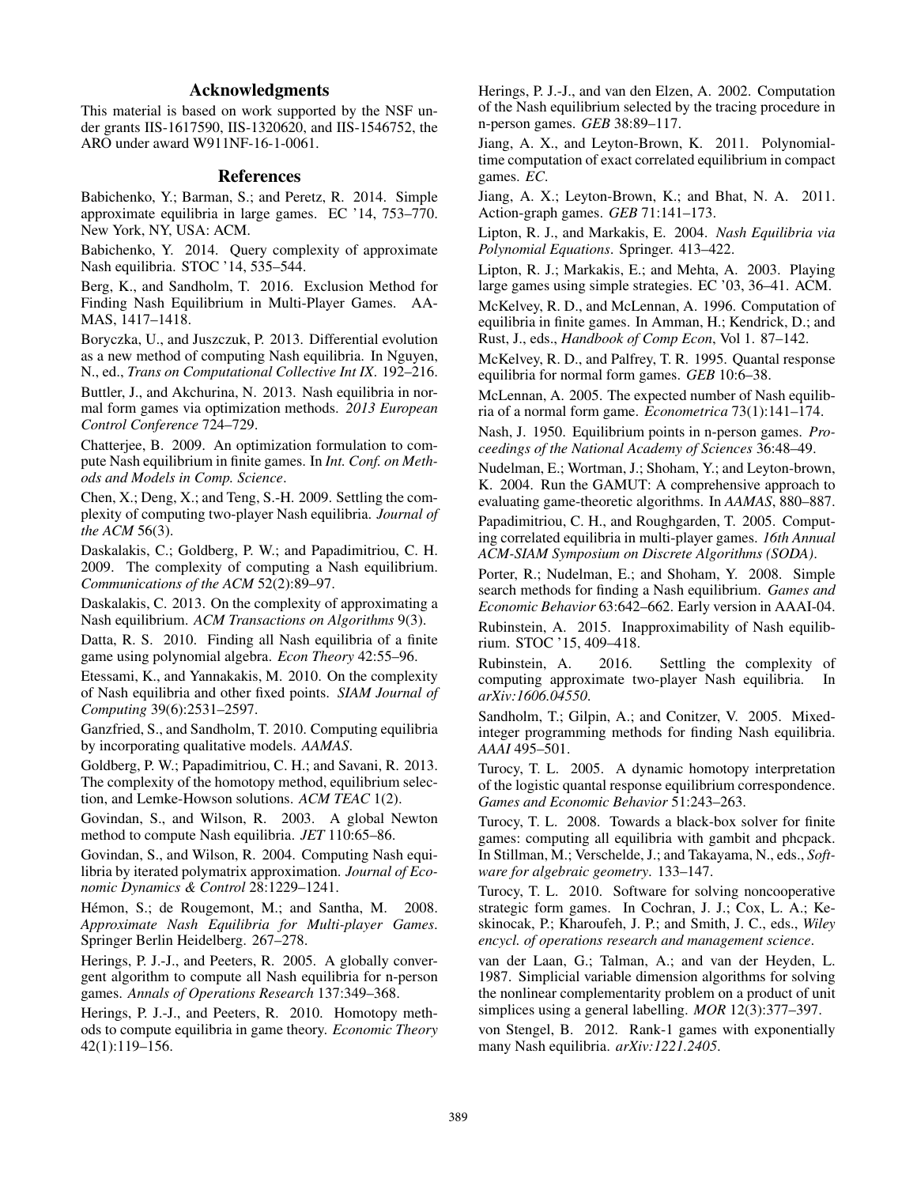## Acknowledgments

This material is based on work supported by the NSF under grants IIS-1617590, IIS-1320620, and IIS-1546752, the ARO under award W911NF-16-1-0061.

## References

Babichenko, Y.; Barman, S.; and Peretz, R. 2014. Simple approximate equilibria in large games. EC '14, 753–770. New York, NY, USA: ACM.

Babichenko, Y. 2014. Query complexity of approximate Nash equilibria. STOC '14, 535–544.

Berg, K., and Sandholm, T. 2016. Exclusion Method for Finding Nash Equilibrium in Multi-Player Games. AAMAS, 1417–1418.

Boryczka, U., and Juszczuk, P. 2013. Differential evolution as a new method of computing Nash equilibria. In Nguyen, N., ed., *Trans on Computational Collective Int IX*. 192–216.

Buttler, J., and Akchurina, N. 2013. Nash equilibria in normal form games via optimization methods. *2013 European Control Conference* 724–729.

Chatterjee, B. 2009. An optimization formulation to compute Nash equilibrium in finite games. In *Int. Conf. on Methods and Models in Comp. Science*.

Chen, X.; Deng, X.; and Teng, S.-H. 2009. Settling the complexity of computing two-player Nash equilibria. *Journal of the ACM* 56(3).

Daskalakis, C.; Goldberg, P. W.; and Papadimitriou, C. H. 2009. The complexity of computing a Nash equilibrium. *Communications of the ACM* 52(2):89–97.

Daskalakis, C. 2013. On the complexity of approximating a Nash equilibrium. *ACM Transactions on Algorithms* 9(3).

Datta, R. S. 2010. Finding all Nash equilibria of a finite game using polynomial algebra. *Econ Theory* 42:55–96.

Etessami, K., and Yannakakis, M. 2010. On the complexity of Nash equilibria and other fixed points. *SIAM Journal of Computing* 39(6):2531–2597.

Ganzfried, S., and Sandholm, T. 2010. Computing equilibria by incorporating qualitative models. *AAMAS*.

Goldberg, P. W.; Papadimitriou, C. H.; and Savani, R. 2013. The complexity of the homotopy method, equilibrium selection, and Lemke-Howson solutions. *ACM TEAC* 1(2).

Govindan, S., and Wilson, R. 2003. A global Newton method to compute Nash equilibria. *JET* 110:65–86.

Govindan, S., and Wilson, R. 2004. Computing Nash equilibria by iterated polymatrix approximation. *Journal of Economic Dynamics & Control* 28:1229–1241.

Hémon, S.; de Rougemont, M.; and Santha, M. 2008. *Approximate Nash Equilibria for Multi-player Games*. Springer Berlin Heidelberg. 267–278.

Herings, P. J.-J., and Peeters, R. 2005. A globally convergent algorithm to compute all Nash equilibria for n-person games. *Annals of Operations Research* 137:349–368.

Herings, P. J.-J., and Peeters, R. 2010. Homotopy methods to compute equilibria in game theory. *Economic Theory* 42(1):119–156.

Herings, P. J.-J., and van den Elzen, A. 2002. Computation of the Nash equilibrium selected by the tracing procedure in n-person games. *GEB* 38:89–117.

Jiang, A. X., and Leyton-Brown, K. 2011. Polynomial-time computation of exact correlated equilibrium in compact games. *EC*.

Jiang, A. X.; Leyton-Brown, K.; and Bhat, N. A. 2011. Action-graph games. *GEB* 71:141–173.

Lipton, R. J., and Markakis, E. 2004. *Nash Equilibria via Polynomial Equations*. Springer. 413–422.

Lipton, R. J.; Markakis, E.; and Mehta, A. 2003. Playing large games using simple strategies. EC '03, 36–41. ACM.

McKelvey, R. D., and McLennan, A. 1996. Computation of equilibria in finite games. In Amman, H.; Kendrick, D.; and Rust, J., eds., *Handbook of Comp Econ*, Vol 1. 87–142.

McKelvey, R. D., and Palfrey, T. R. 1995. Quantal response equilibria for normal form games. *GEB* 10:6–38.

McLennan, A. 2005. The expected number of Nash equilibria of a normal form game. *Econometrica* 73(1):141–174.

Nash, J. 1950. Equilibrium points in n-person games. *Proceedings of the National Academy of Sciences* 36:48–49.

Nudelman, E.; Wortman, J.; Shoham, Y.; and Leyton-brown, K. 2004. Run the GAMUT: A comprehensive approach to evaluating game-theoretic algorithms. In *AAMAS*, 880–887.

Papadimitriou, C. H., and Roughgarden, T. 2005. Computing correlated equilibria in multi-player games. *16th Annual ACM-SIAM Symposium on Discrete Algorithms (SODA)*.

Porter, R.; Nudelman, E.; and Shoham, Y. 2008. Simple search methods for finding a Nash equilibrium. *Games and Economic Behavior* 63:642–662. Early version in AAAI-04.

Rubinstein, A. 2015. Inapproximability of Nash equilibrium. STOC '15, 409–418.

Rubinstein, A. 2016. Settling the complexity of computing approximate two-player Nash equilibria. In *arXiv:1606.04550*.

Sandholm, T.; Gilpin, A.; and Conitzer, V. 2005. Mixed-integer programming methods for finding Nash equilibria. *AAAI* 495–501.

Turocy, T. L. 2005. A dynamic homotopy interpretation of the logistic quantal response equilibrium correspondence. *Games and Economic Behavior* 51:243–263.

Turocy, T. L. 2008. Towards a black-box solver for finite games: computing all equilibria with gambit and phcpack. In Stillman, M.; Verschelde, J.; and Takayama, N., eds., *Software for algebraic geometry*. 133–147.

Turocy, T. L. 2010. Software for solving noncooperative strategic form games. In Cochran, J. J.; Cox, L. A.; Keskinocak, P.; Kharoufeh, J. P.; and Smith, J. C., eds., *Wiley encycl. of operations research and management science*.

van der Laan, G.; Talman, A.; and van der Heyden, L. 1987. Simplicial variable dimension algorithms for solving the nonlinear complementarity problem on a product of unit simplices using a general labelling. *MOR* 12(3):377–397.

von Stengel, B. 2012. Rank-1 games with exponentially many Nash equilibria. *arXiv:1221.2405*.